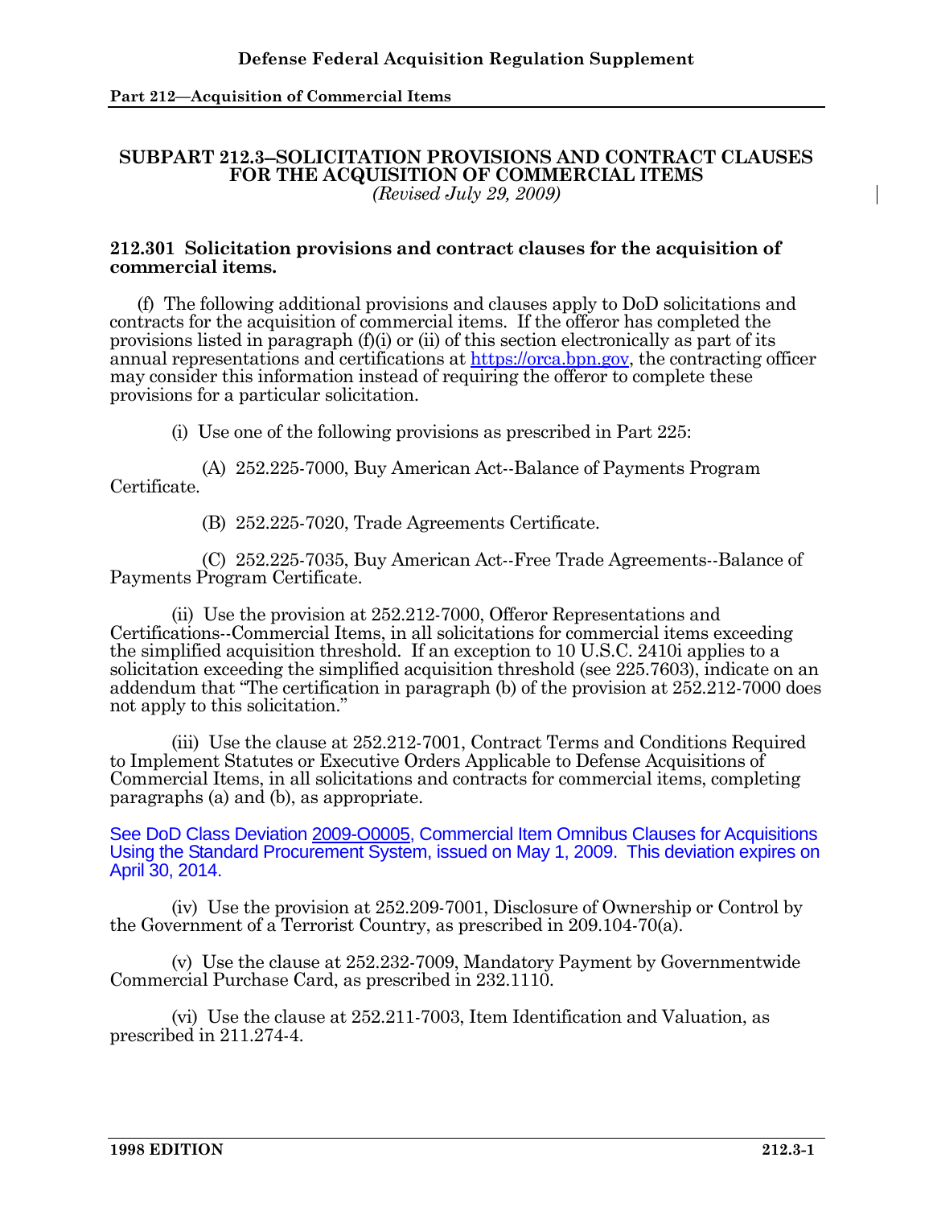## SUBPART 212.3--SOLICITATION PROVISIONS AND CONTRACT CLAUSES FOR THE ACQUISITION OF COMMERCIAL ITEMS

*(Revised July 29, 2009)*

### 212.301 Solicitation provisions and contract clauses for the acquisition of commercial items.

(f) The following additional provisions and clauses apply to DoD solicitations and contracts for the acquisition of commercial items. If the offeror has completed the provisions listed in paragraph (f)(i) or (ii) of this section electronically as part of its annual representations and certifications at https://orca.bpn.gov, the contracting officer may consider this information instead of requiring the offeror to complete these provisions for a particular solicitation.

(i) Use one of the following provisions as prescribed in Part 225:

(A) 252.225-7000, Buy American Act--Balance of Payments Program Certificate.

(B) 252.225-7020, Trade Agreements Certificate.

(C) 252.225-7035, Buy American Act--Free Trade Agreements--Balance of Payments Program Certificate.

(ii) Use the provision at 252.212-7000, Offeror Representations and Certifications--Commercial Items, in all solicitations for commercial items exceeding the simplified acquisition threshold. If an exception to 10 U.S.C. 2410i applies to a solicitation exceeding the simplified acquisition threshold (see 225.7603), indicate on an addendum that "The certification in paragraph (b) of the provision at 252.212-7000 does not apply to this solicitation."

(iii) Use the clause at 252.212-7001, Contract Terms and Conditions Required to Implement Statutes or Executive Orders Applicable to Defense Acquisitions of Commercial Items, in all solicitations and contracts for commercial items, completing paragraphs (a) and (b), as appropriate.

See DoD Class Deviation 2009-O0005, Commercial Item Omnibus Clauses for Acquisitions Using the Standard Procurement System, issued on May 1, 2009. This deviation expires on April 30, 2014.

(iv) Use the provision at 252.209-7001, Disclosure of Ownership or Control by the Government of a Terrorist Country, as prescribed in 209.104-70(a).

(v) Use the clause at 252.232-7009, Mandatory Payment by Governmentwide Commercial Purchase Card, as prescribed in 232.1110.

(vi) Use the clause at 252.211-7003, Item Identification and Valuation, as prescribed in 211.274-4.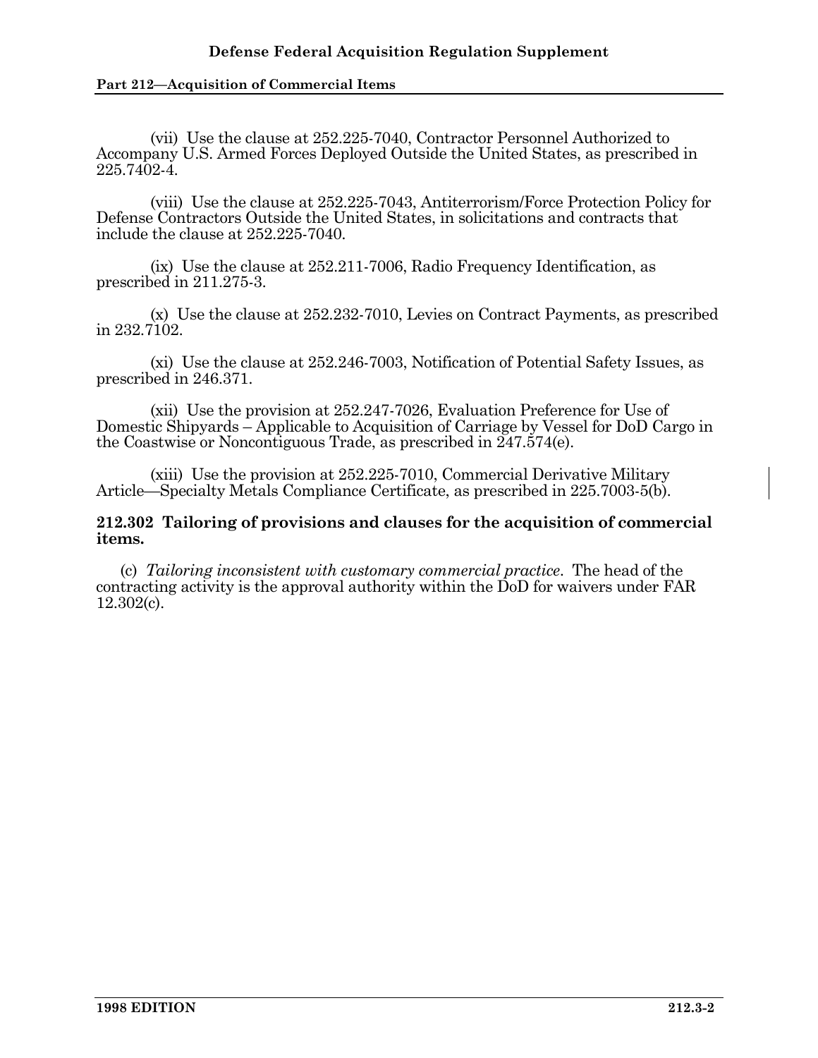(vii) Use the clause at 252.225-7040, Contractor Personnel Authorized to Accompany U.S. Armed Forces Deployed Outside the United States, as prescribed in 225.7402-4.

(viii) Use the clause at 252.225-7043, Antiterrorism/Force Protection Policy for Defense Contractors Outside the United States, in solicitations and contracts that include the clause at 252.225-7040.

(ix) Use the clause at 252.211-7006, Radio Frequency Identification, as prescribed in 211.275-3.

(x) Use the clause at 252.232-7010, Levies on Contract Payments, as prescribed in 232.7102.

(xi) Use the clause at 252.246-7003, Notification of Potential Safety Issues, as prescribed in 246.371.

(xii) Use the provision at 252.247-7026, Evaluation Preference for Use of Domestic Shipyards – Applicable to Acquisition of Carriage by Vessel for DoD Cargo in the Coastwise or Noncontiguous Trade, as prescribed in 247.574(e).

(xiii) Use the provision at 252.225-7010, Commercial Derivative Military Article—Specialty Metals Compliance Certificate, as prescribed in 225.7003-5(b).

## 212.302 Tailoring of provisions and clauses for the acquisition of commercial items.

(c) *Tailoring inconsistent with customary commercial practice*. The head of the contracting activity is the approval authority within the DoD for waivers under FAR 12.302(c).